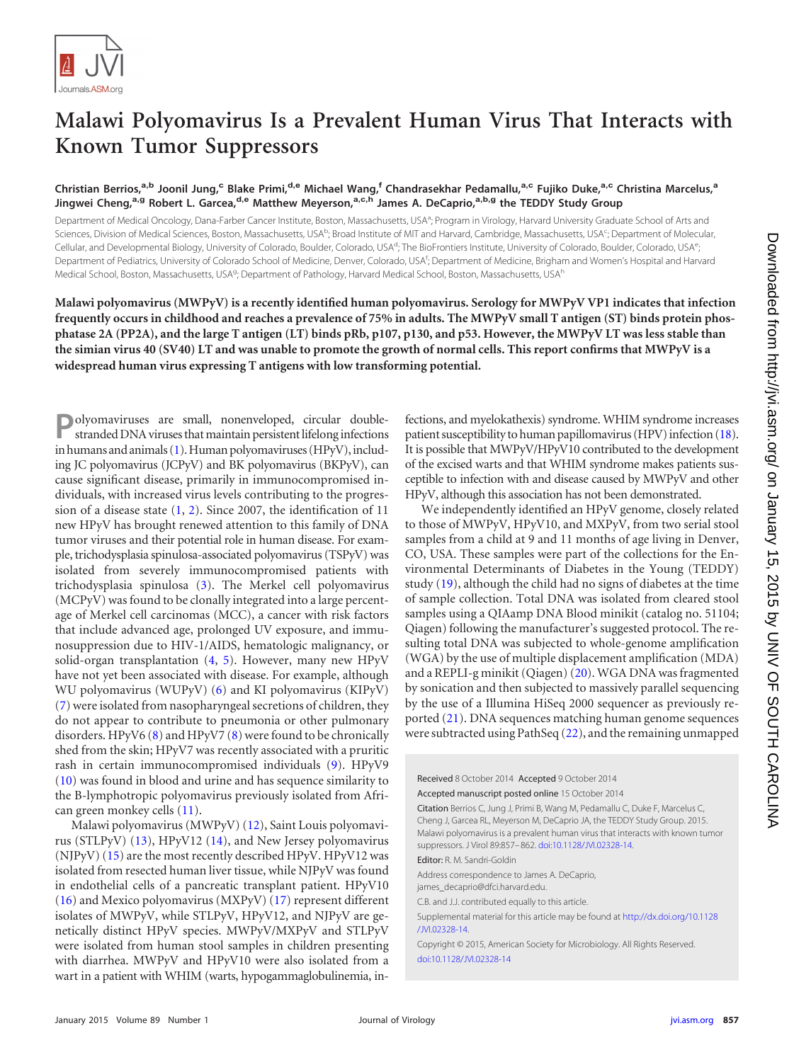# Malawi Polyomavirus Is a Prevalent Human Virus That Interacts with Known Tumor Suppressors

**Christian Berrios,[a,b] Joonil Jung,[c] Blake Primi,[d,e] Michael Wang,[f] Chandrasekhar Pedamallu,[a,c] Fujiko Duke,[a,c] Christina Marcelus,[a] Jingwei Cheng,[a,g] Robert L. Garcea,[d,e] Matthew Meyerson,[a,c,h] James A. DeCaprio,[a,b,g] the TEDDY Study Group**

Department of Medical Oncology, Dana-Farber Cancer Institute, Boston, Massachusetts, USA[a]; Program in Virology, Harvard University Graduate School of Arts and Sciences, Division of Medical Sciences, Boston, Massachusetts, USA[b]; Broad Institute of MIT and Harvard, Cambridge, Massachusetts, USA[c]; Department of Molecular, Cellular, and Developmental Biology, University of Colorado, Boulder, Colorado, USA[d]; The BioFrontiers Institute, University of Colorado, Boulder, Colorado, USA[e]; Department of Pediatrics, University of Colorado School of Medicine, Denver, Colorado, USA[f]; Department of Medicine, Brigham and Women's Hospital and Harvard Medical School, Boston, Massachusetts, USA[g]; Department of Pathology, Harvard Medical School, Boston, Massachusetts, USA[h]

**Malawi polyomavirus (MWPyV) is a recently identified human polyomavirus. Serology for MWPyV VP1 indicates that infection frequently occurs in childhood and reaches a prevalence of 75% in adults. The MWPyV small T antigen (ST) binds protein phosphatase 2A (PP2A), and the large T antigen (LT) binds pRb, p107, p130, and p53. However, the MWPyV LT was less stable than the simian virus 40 (SV40) LT and was unable to promote the growth of normal cells. This report confirms that MWPyV is a widespread human virus expressing T antigens with low transforming potential.**

Polyomaviruses are small, nonenveloped, circular double-stranded DNA viruses that maintain persistent lifelong infections in humans and animals (1). Human polyomaviruses (HPyV), including JC polyomavirus (JCPyV) and BK polyomavirus (BKPyV), can cause significant disease, primarily in immunocompromised individuals, with increased virus levels contributing to the progression of a disease state (1, 2). Since 2007, the identification of 11 new HPyV has brought renewed attention to this family of DNA tumor viruses and their potential role in human disease. For example, trichodysplasia spinulosa-associated polyomavirus (TSPyV) was isolated from severely immunocompromised patients with trichodysplasia spinulosa (3). The Merkel cell polyomavirus (MCPyV) was found to be clonally integrated into a large percentage of Merkel cell carcinomas (MCC), a cancer with risk factors that include advanced age, prolonged UV exposure, and immunosuppression due to HIV-1/AIDS, hematologic malignancy, or solid-organ transplantation (4, 5). However, many new HPyV have not yet been associated with disease. For example, although WU polyomavirus (WUPyV) (6) and KI polyomavirus (KIPyV) (7) were isolated from nasopharyngeal secretions of children, they do not appear to contribute to pneumonia or other pulmonary disorders. HPyV6 (8) and HPyV7 (8) were found to be chronically shed from the skin; HPyV7 was recently associated with a pruritic rash in certain immunocompromised individuals (9). HPyV9 (10) was found in blood and urine and has sequence similarity to the B-lymphotropic polyomavirus previously isolated from African green monkey cells (11).

Malawi polyomavirus (MWPyV) (12), Saint Louis polyomavirus (STLPyV) (13), HPyV12 (14), and New Jersey polyomavirus (NJPyV) (15) are the most recently described HPyV. HPyV12 was isolated from resected human liver tissue, while NJPyV was found in endothelial cells of a pancreatic transplant patient. HPyV10 (16) and Mexico polyomavirus (MXPyV) (17) represent different isolates of MWPyV, while STLPyV, HPyV12, and NJPyV are genetically distinct HPyV species. MWPyV/MXPyV and STLPyV were isolated from human stool samples in children presenting with diarrhea. MWPyV and HPyV10 were also isolated from a wart in a patient with WHIM (warts, hypogammaglobulinemia, infections, and myelokathexis) syndrome. WHIM syndrome increases patient susceptibility to human papillomavirus (HPV) infection (18). It is possible that MWPyV/HPyV10 contributed to the development of the excised warts and that WHIM syndrome makes patients susceptible to infection with and disease caused by MWPyV and other HPyV, although this association has not been demonstrated.

We independently identified an HPyV genome, closely related to those of MWPyV, HPyV10, and MXPyV, from two serial stool samples from a child at 9 and 11 months of age living in Denver, CO, USA. These samples were part of the collections for the Environmental Determinants of Diabetes in the Young (TEDDY) study (19), although the child had no signs of diabetes at the time of sample collection. Total DNA was isolated from cleared stool samples using a QIAamp DNA Blood minikit (catalog no. 51104; Qiagen) following the manufacturer's suggested protocol. The resulting total DNA was subjected to whole-genome amplification (WGA) by the use of multiple displacement amplification (MDA) and a REPLI-g minikit (Qiagen) (20). WGA DNA was fragmented by sonication and then subjected to massively parallel sequencing by the use of a Illumina HiSeq 2000 sequencer as previously reported (21). DNA sequences matching human genome sequences were subtracted using PathSeq (22), and the remaining unmapped

Received 8 October 2014 Accepted 9 October 2014

Accepted manuscript posted online 15 October 2014

Citation Berrios C, Jung J, Primi B, Wang M, Pedamallu C, Duke F, Marcelus C, Cheng J, Garcea RL, Meyerson M, DeCaprio JA, the TEDDY Study Group. 2015. Malawi polyomavirus is a prevalent human virus that interacts with known tumor suppressors. J Virol 89:857–862. doi:10.1128/JVI.02328-14.

Editor: R. M. Sandri-Goldin

Address correspondence to James A. DeCaprio, james_decaprio@dfci.harvard.edu.

C.B. and J.J. contributed equally to this article.

Supplemental material for this article may be found at http://dx.doi.org/10.1128/JVI.02328-14.

Copyright © 2015, American Society for Microbiology. All Rights Reserved.

doi:10.1128/JVI.02328-14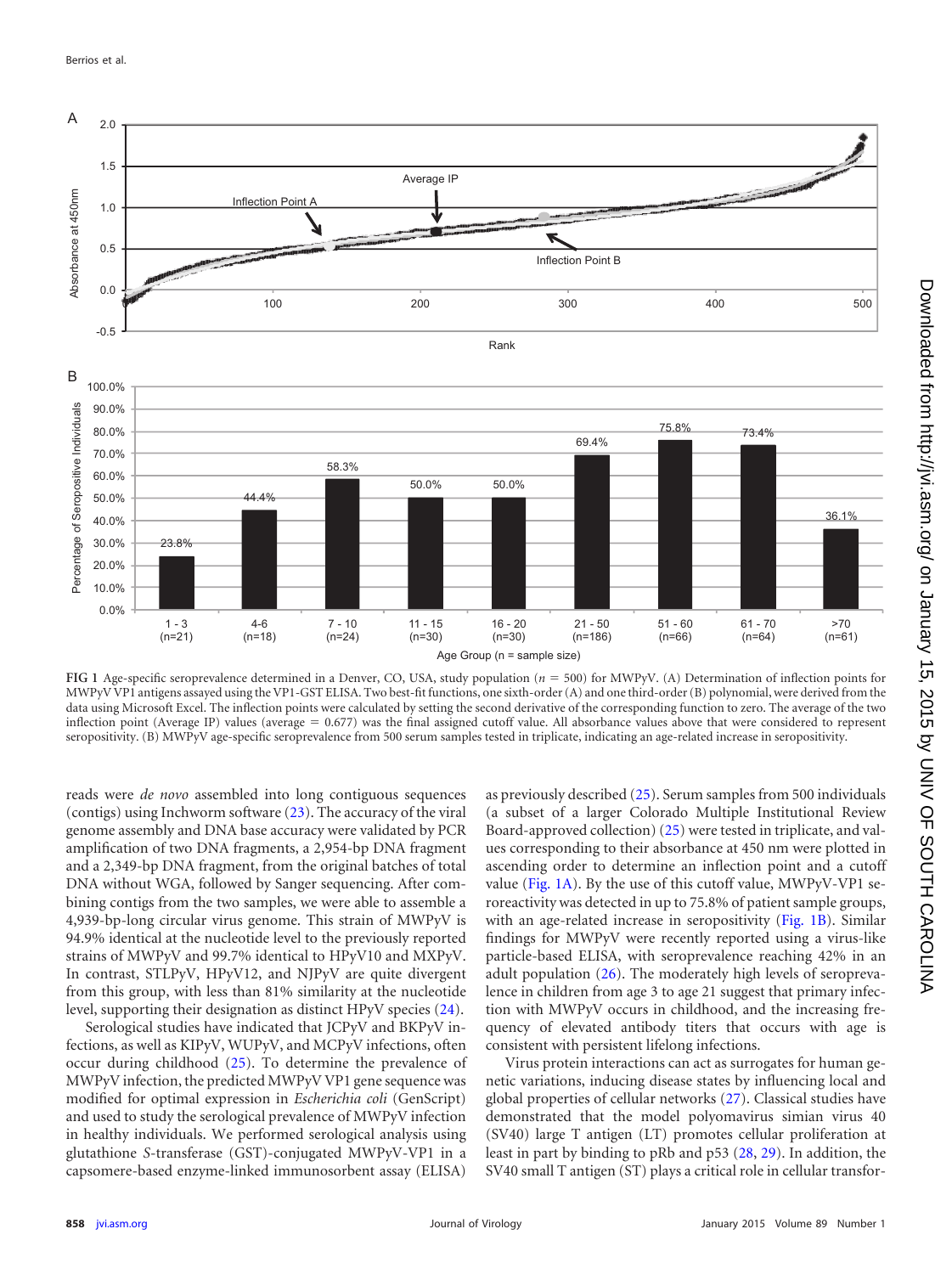A

2.0

1.5

1.0

0.5

0.0

-0.5

Absorbance at 450nm

Average IP

Inflection Point A

Inflection Point B

100

200

300

400

500

Rank

B

100.0%

90.0%

80.0%

70.0%

60.0%

50.0%

40.0%

30.0%

20.0%

10.0%

0.0%

Percentage of Seropositive Individuals

23.8%

44.4%

58.3%

50.0%

50.0%

69.4%

75.8%

73.4%

36.1%

1 - 3 (n=21)

4-6 (n=18)

7 - 10 (n=24)

11 - 15 (n=30)

16 - 20 (n=30)

21 - 50 (n=186)

51 - 60 (n=66)

61 - 70 (n=64)

>70 (n=61)

Age Group (n = sample size)

**FIG 1** Age-specific seroprevalence determined in a Denver, CO, USA, study population ($n = 500$) for MWPyV. (A) Determination of inflection points for MWPyV VP1 antigens assayed using the VP1-GST ELISA. Two best-fit functions, one sixth-order (A) and one third-order (B) polynomial, were derived from the data using Microsoft Excel. The inflection points were calculated by setting the second derivative of the corresponding function to zero. The average of the two inflection point (Average IP) values (average = 0.677) was the final assigned cutoff value. All absorbance values above that were considered to represent seropositivity. (B) MWPyV age-specific seroprevalence from 500 serum samples tested in triplicate, indicating an age-related increase in seropositivity.

reads were *de novo* assembled into long contiguous sequences (contigs) using Inchworm software (23). The accuracy of the viral genome assembly and DNA base accuracy were validated by PCR amplification of two DNA fragments, a 2,954-bp DNA fragment and a 2,349-bp DNA fragment, from the original batches of total DNA without WGA, followed by Sanger sequencing. After combining contigs from the two samples, we were able to assemble a 4,939-bp-long circular virus genome. This strain of MWPyV is 94.9% identical at the nucleotide level to the previously reported strains of MWPyV and 99.7% identical to HPyV10 and MXPyV. In contrast, STLPyV, HPyV12, and NJPyV are quite divergent from this group, with less than 81% similarity at the nucleotide level, supporting their designation as distinct HPyV species (24).

Serological studies have indicated that JCPyV and BKPyV infections, as well as KIPyV, WUPyV, and MCPyV infections, often occur during childhood (25). To determine the prevalence of MWPyV infection, the predicted MWPyV VP1 gene sequence was modified for optimal expression in *Escherichia coli* (GenScript) and used to study the serological prevalence of MWPyV infection in healthy individuals. We performed serological analysis using glutathione *S*-transferase (GST)-conjugated MWPyV-VP1 in a capsomere-based enzyme-linked immunosorbent assay (ELISA) as previously described (25). Serum samples from 500 individuals (a subset of a larger Colorado Multiple Institutional Review Board-approved collection) (25) were tested in triplicate, and values corresponding to their absorbance at 450 nm were plotted in ascending order to determine an inflection point and a cutoff value (Fig. 1A). By the use of this cutoff value, MWPyV-VP1 seroreactivity was detected in up to 75.8% of patient sample groups, with an age-related increase in seropositivity (Fig. 1B). Similar findings for MWPyV were recently reported using a virus-like particle-based ELISA, with seroprevalence reaching 42% in an adult population (26). The moderately high levels of seroprevalence in children from age 3 to age 21 suggest that primary infection with MWPyV occurs in childhood, and the increasing frequency of elevated antibody titers that occurs with age is consistent with persistent lifelong infections.

Virus protein interactions can act as surrogates for human genetic variations, inducing disease states by influencing local and global properties of cellular networks (27). Classical studies have demonstrated that the model polyomavirus simian virus 40 (SV40) large T antigen (LT) promotes cellular proliferation at least in part by binding to pRb and p53 (28, 29). In addition, the SV40 small T antigen (ST) plays a critical role in cellular transfor-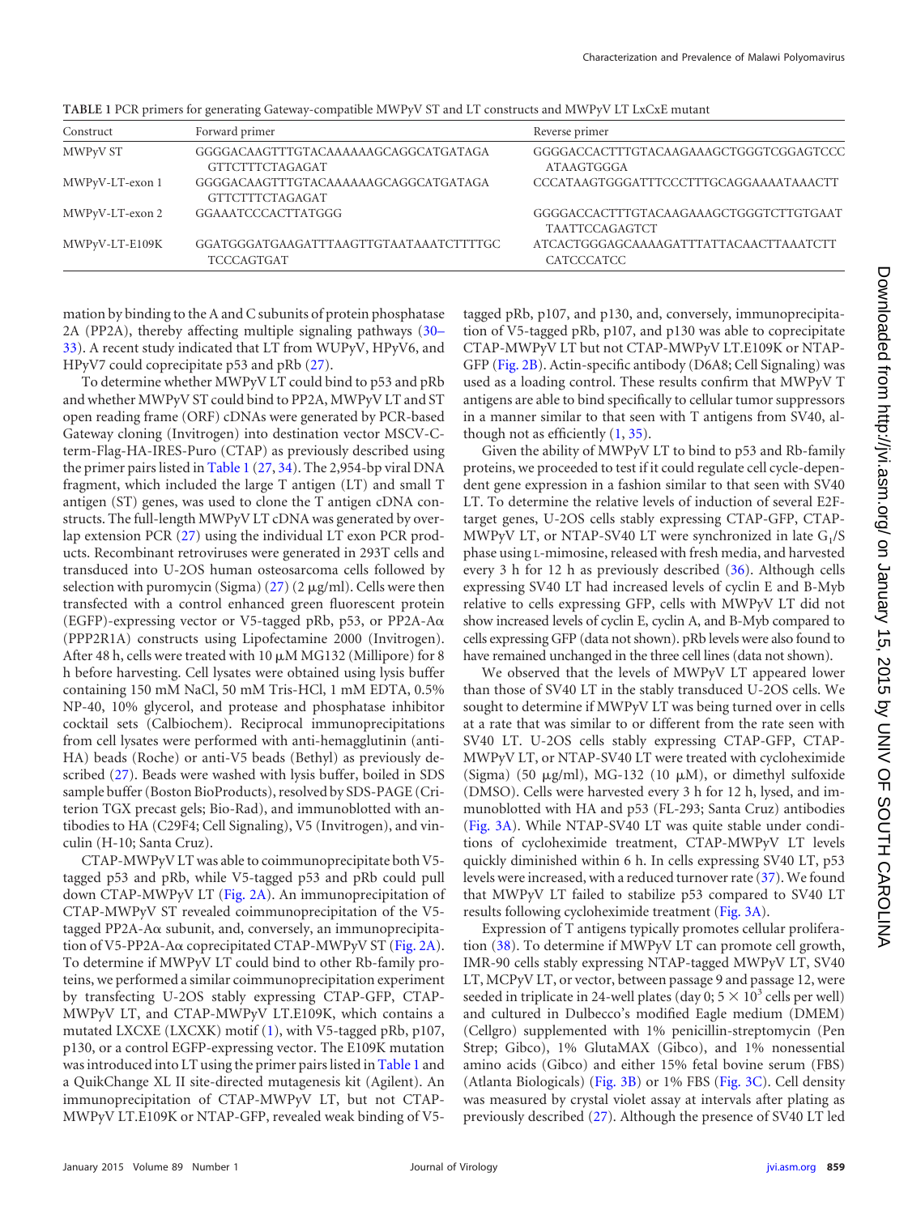**TABLE 1** PCR primers for generating Gateway-compatible MWPyV ST and LT constructs and MWPyV LT LxCxE mutant

| Construct | Forward primer | Reverse primer |
|---|---|---|
| MWPyV ST | GGGGACAAGTTTGTACAAAAAAGCAGGCATGATAGA GTTCTTTCTAGAGAT | GGGGACCACTTTGTACAAGAAAGCTGGGTCGGAGTCCC ATAAGTGGGA |
| MWPyV-LT-exon 1 | GGGGACAAGTTTGTACAAAAAAGCAGGCATGATAGA GTTCTTTCTAGAGAT | CCCATAAGTGGGATTTCCCTTTGCAGGAAAATAAACTT |
| MWPyV-LT-exon 2 | GGAAATCCCACTTATGGG | GGGGACCACTTTGTACAAGAAAGCTGGGTCTTGTGAAT TAATTCCAGAGTCT |
| MWPyV-LT-E109K | GGATGGGATGAAGATTTAAGTTGTAATAAATCTTTTGC TCCCAGTGAT | ATCACTGGGAGCAAAAGATTTATTACAACTTAAATCTT CATCCCATCC |

mation by binding to the A and C subunits of protein phosphatase 2A (PP2A), thereby affecting multiple signaling pathways (30–33). A recent study indicated that LT from WUPyV, HPyV6, and HPyV7 could coprecipitate p53 and pRb (27).

To determine whether MWPyV LT could bind to p53 and pRb and whether MWPyV ST could bind to PP2A, MWPyV LT and ST open reading frame (ORF) cDNAs were generated by PCR-based Gateway cloning (Invitrogen) into destination vector MSCV-C-term-Flag-HA-IRES-Puro (CTAP) as previously described using the primer pairs listed in Table 1 (27, 34). The 2,954-bp viral DNA fragment, which included the large T antigen (LT) and small T antigen (ST) genes, was used to clone the T antigen cDNA constructs. The full-length MWPyV LT cDNA was generated by overlap extension PCR (27) using the individual LT exon PCR products. Recombinant retroviruses were generated in 293T cells and transduced into U-2OS human osteosarcoma cells followed by selection with puromycin (Sigma) (27) (2 μg/ml). Cells were then transfected with a control enhanced green fluorescent protein (EGFP)-expressing vector or V5-tagged pRb, p53, or PP2A-Aα (PPP2R1A) constructs using Lipofectamine 2000 (Invitrogen). After 48 h, cells were treated with 10 μM MG132 (Millipore) for 8 h before harvesting. Cell lysates were obtained using lysis buffer containing 150 mM NaCl, 50 mM Tris-HCl, 1 mM EDTA, 0.5% NP-40, 10% glycerol, and protease and phosphatase inhibitor cocktail sets (Calbiochem). Reciprocal immunoprecipitations from cell lysates were performed with anti-hemagglutinin (anti-HA) beads (Roche) or anti-V5 beads (Bethyl) as previously described (27). Beads were washed with lysis buffer, boiled in SDS sample buffer (Boston BioProducts), resolved by SDS-PAGE (Criterion TGX precast gels; Bio-Rad), and immunoblotted with antibodies to HA (C29F4; Cell Signaling), V5 (Invitrogen), and vinculin (H-10; Santa Cruz).

CTAP-MWPyV LT was able to coimmunoprecipitate both V5-tagged p53 and pRb, while V5-tagged p53 and pRb could pull down CTAP-MWPyV LT (Fig. 2A). An immunoprecipitation of CTAP-MWPyV ST revealed coimmunoprecipitation of the V5-tagged PP2A-Aα subunit, and, conversely, an immunoprecipitation of V5-PP2A-Aα coprecipitated CTAP-MWPyV ST (Fig. 2A). To determine if MWPyV LT could bind to other Rb-family proteins, we performed a similar coimmunoprecipitation experiment by transfecting U-2OS stably expressing CTAP-GFP, CTAP-MWPyV LT, and CTAP-MWPyV LT.E109K, which contains a mutated LXCXE (LXCXK) motif (1), with V5-tagged pRb, p107, p130, or a control EGFP-expressing vector. The E109K mutation was introduced into LT using the primer pairs listed in Table 1 and a QuikChange XL II site-directed mutagenesis kit (Agilent). An immunoprecipitation of CTAP-MWPyV LT, but not CTAP-MWPyV LT.E109K or NTAP-GFP, revealed weak binding of V5-tagged pRb, p107, and p130, and, conversely, immunoprecipitation of V5-tagged pRb, p107, and p130 was able to coprecipitate CTAP-MWPyV LT but not CTAP-MWPyV LT.E109K or NTAP-GFP (Fig. 2B). Actin-specific antibody (D6A8; Cell Signaling) was used as a loading control. These results confirm that MWPyV T antigens are able to bind specifically to cellular tumor suppressors in a manner similar to that seen with T antigens from SV40, although not as efficiently (1, 35).

Given the ability of MWPyV LT to bind to p53 and Rb-family proteins, we proceeded to test if it could regulate cell cycle-dependent gene expression in a fashion similar to that seen with SV40 LT. To determine the relative levels of induction of several E2F-target genes, U-2OS cells stably expressing CTAP-GFP, CTAP-MWPyV LT, or NTAP-SV40 LT were synchronized in late $G_1$/S phase using L-mimosine, released with fresh media, and harvested every 3 h for 12 h as previously described (36). Although cells expressing SV40 LT had increased levels of cyclin E and B-Myb relative to cells expressing GFP, cells with MWPyV LT did not show increased levels of cyclin E, cyclin A, and B-Myb compared to cells expressing GFP (data not shown). pRb levels were also found to have remained unchanged in the three cell lines (data not shown).

We observed that the levels of MWPyV LT appeared lower than those of SV40 LT in the stably transduced U-2OS cells. We sought to determine if MWPyV LT was being turned over in cells at a rate that was similar to or different from the rate seen with SV40 LT. U-2OS cells stably expressing CTAP-GFP, CTAP-MWPyV LT, or NTAP-SV40 LT were treated with cycloheximide (Sigma) (50 μg/ml), MG-132 (10 μM), or dimethyl sulfoxide (DMSO). Cells were harvested every 3 h for 12 h, lysed, and immunoblotted with HA and p53 (FL-293; Santa Cruz) antibodies (Fig. 3A). While NTAP-SV40 LT was quite stable under conditions of cycloheximide treatment, CTAP-MWPyV LT levels quickly diminished within 6 h. In cells expressing SV40 LT, p53 levels were increased, with a reduced turnover rate (37). We found that MWPyV LT failed to stabilize p53 compared to SV40 LT results following cycloheximide treatment (Fig. 3A).

Expression of T antigens typically promotes cellular proliferation (38). To determine if MWPyV LT can promote cell growth, IMR-90 cells stably expressing NTAP-tagged MWPyV LT, SV40 LT, MCPyV LT, or vector, between passage 9 and passage 12, were seeded in triplicate in 24-well plates (day 0; $5 \times 10^3$ cells per well) and cultured in Dulbecco's modified Eagle medium (DMEM) (Cellgro) supplemented with 1% penicillin-streptomycin (Pen Strep; Gibco), 1% GlutaMAX (Gibco), and 1% nonessential amino acids (Gibco) and either 15% fetal bovine serum (FBS) (Atlanta Biologicals) (Fig. 3B) or 1% FBS (Fig. 3C). Cell density was measured by crystal violet assay at intervals after plating as previously described (27). Although the presence of SV40 LT led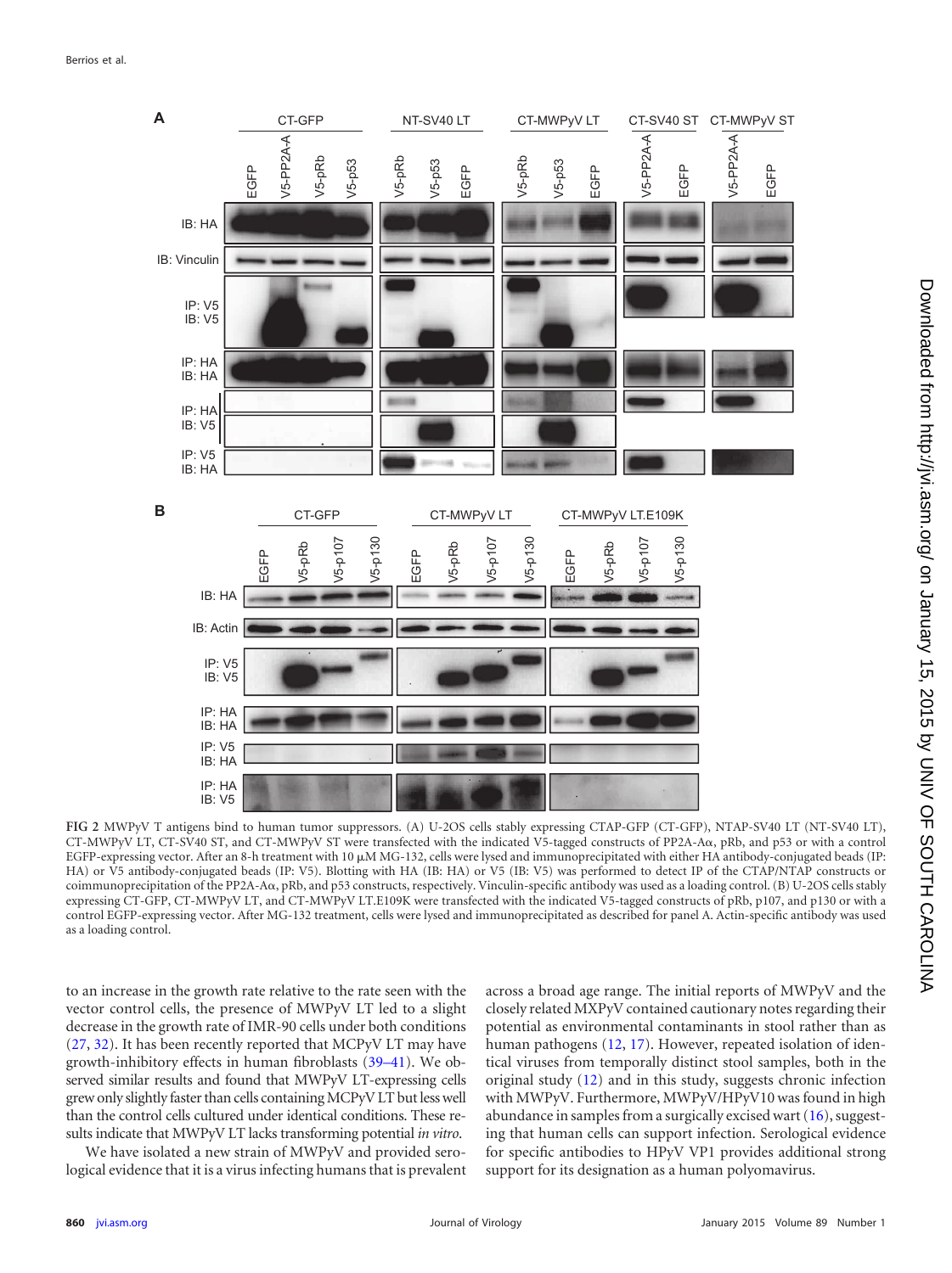A

CT-GFP | NT-SV40 LT | CT-MWPyV LT | CT-SV40 ST | CT-MWPyV ST

EGFP V5-PP2A-A V5-pRb V5-p53 | V5-pRb V5-p53 EGFP | V5-pRb V5-p53 EGFP | V5-PP2A-A EGFP | V5-PP2A-A EGFP

IB: HA

IB: Vinculin

IP: V5
IB: V5

IP: HA
IB: HA

IP: HA
IB: V5

IP: V5
IB: HA

B

CT-GFP | CT-MWPyV LT | CT-MWPyV LT.E109K

EGFP V5-pRb V5-p107 V5-p130 | EGFP V5-pRb V5-p107 V5-p130 | EGFP V5-pRb V5-p107 V5-p130

IB: HA

IB: Actin

IP: V5
IB: V5

IP: HA
IB: HA

IP: V5
IB: HA

IP: HA
IB: V5

**FIG 2** MWPyV T antigens bind to human tumor suppressors. (A) U-2OS cells stably expressing CTAP-GFP (CT-GFP), NTAP-SV40 LT (NT-SV40 LT), CT-MWPyV LT, CT-SV40 ST, and CT-MWPyV ST were transfected with the indicated V5-tagged constructs of PP2A-Aα, pRb, and p53 or with a control EGFP-expressing vector. After an 8-h treatment with 10 μM MG-132, cells were lysed and immunoprecipitated with either HA antibody-conjugated beads (IP: HA) or V5 antibody-conjugated beads (IP: V5). Blotting with HA (IB: HA) or V5 (IB: V5) was performed to detect IP of the CTAP/NTAP constructs or coimmunoprecipitation of the PP2A-Aα, pRb, and p53 constructs, respectively. Vinculin-specific antibody was used as a loading control. (B) U-2OS cells stably expressing CT-GFP, CT-MWPyV LT, and CT-MWPyV LT.E109K were transfected with the indicated V5-tagged constructs of pRb, p107, and p130 or with a control EGFP-expressing vector. After MG-132 treatment, cells were lysed and immunoprecipitated as described for panel A. Actin-specific antibody was used as a loading control.

to an increase in the growth rate relative to the rate seen with the vector control cells, the presence of MWPyV LT led to a slight decrease in the growth rate of IMR-90 cells under both conditions (27, 32). It has been recently reported that MCPyV LT may have growth-inhibitory effects in human fibroblasts (39–41). We observed similar results and found that MWPyV LT-expressing cells grew only slightly faster than cells containing MCPyV LT but less well than the control cells cultured under identical conditions. These results indicate that MWPyV LT lacks transforming potential *in vitro*.

We have isolated a new strain of MWPyV and provided serological evidence that it is a virus infecting humans that is prevalent across a broad age range. The initial reports of MWPyV and the closely related MXPyV contained cautionary notes regarding their potential as environmental contaminants in stool rather than as human pathogens (12, 17). However, repeated isolation of identical viruses from temporally distinct stool samples, both in the original study (12) and in this study, suggests chronic infection with MWPyV. Furthermore, MWPyV/HPyV10 was found in high abundance in samples from a surgically excised wart (16), suggesting that human cells can support infection. Serological evidence for specific antibodies to HPyV VP1 provides additional strong support for its designation as a human polyomavirus.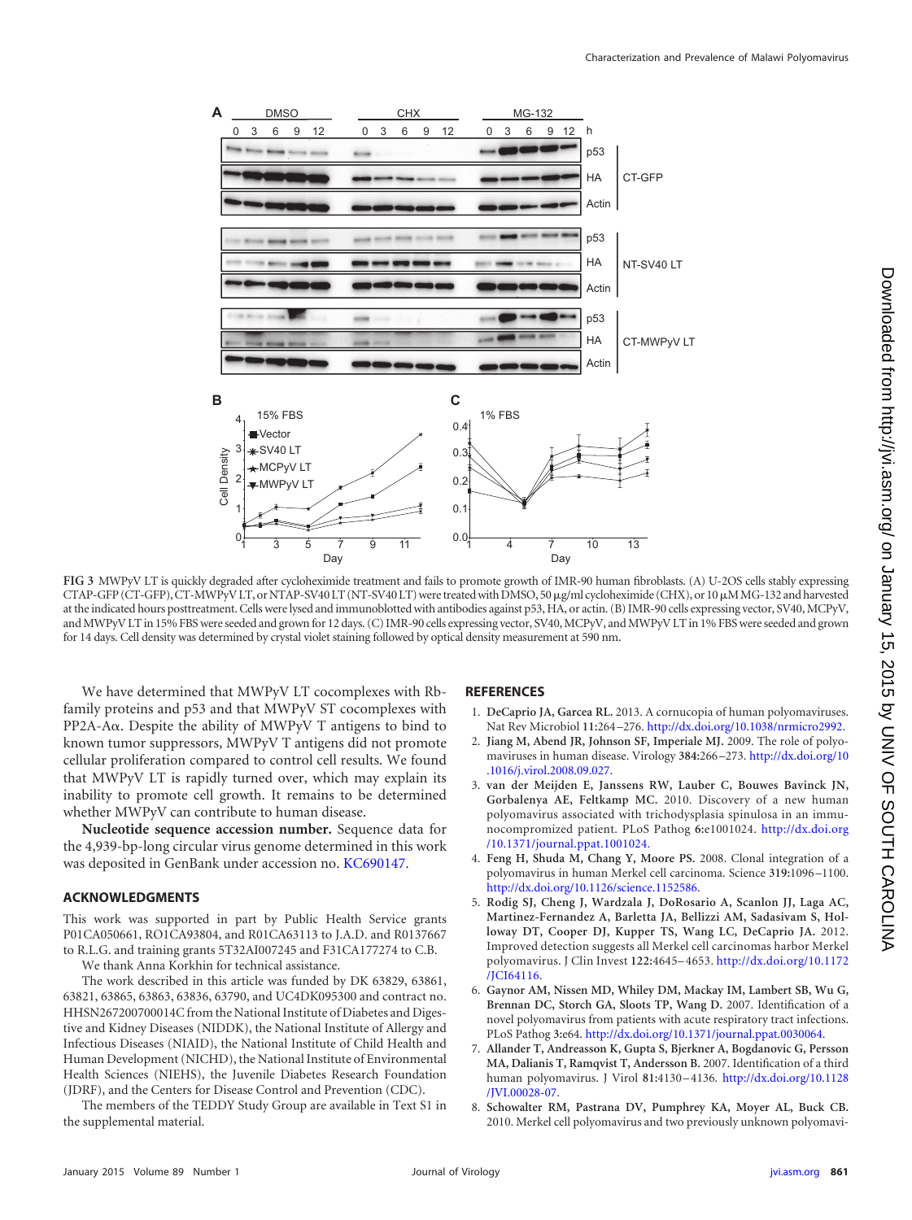A

DMSO CHX MG-132

0 3 6 9 12 0 3 6 9 12 0 3 6 9 12 h

p53
HA
Actin
CT-GFP

p53
HA
Actin
NT-SV40 LT

p53
HA
Actin
CT-MWPyV LT

B

15% FBS

Vector
SV40 LT
MCPyV LT
MWPyV LT

Cell Density

0 1 2 3 4

1 3 5 7 9 11

Day

C

1% FBS

0.0 0.1 0.2 0.3 0.4

1 4 7 10 13

Day

**FIG 3** MWPyV LT is quickly degraded after cycloheximide treatment and fails to promote growth of IMR-90 human fibroblasts. (A) U-2OS cells stably expressing CTAP-GFP (CT-GFP), CT-MWPyV LT, or NTAP-SV40 LT (NT-SV40 LT) were treated with DMSO, 50 μg/ml cycloheximide (CHX), or 10 μM MG-132 and harvested at the indicated hours posttreatment. Cells were lysed and immunoblotted with antibodies against p53, HA, or actin. (B) IMR-90 cells expressing vector, SV40, MCPyV, and MWPyV LT in 15% FBS were seeded and grown for 12 days. (C) IMR-90 cells expressing vector, SV40, MCPyV, and MWPyV LT in 1% FBS were seeded and grown for 14 days. Cell density was determined by crystal violet staining followed by optical density measurement at 590 nm.

We have determined that MWPyV LT cocomplexes with Rb-family proteins and p53 and that MWPyV ST cocomplexes with PP2A-Aα. Despite the ability of MWPyV T antigens to bind to known tumor suppressors, MWPyV T antigens did not promote cellular proliferation compared to control cell results. We found that MWPyV LT is rapidly turned over, which may explain its inability to promote cell growth. It remains to be determined whether MWPyV can contribute to human disease.

**Nucleotide sequence accession number.** Sequence data for the 4,939-bp-long circular virus genome determined in this work was deposited in GenBank under accession no. KC690147.

## ACKNOWLEDGMENTS

This work was supported in part by Public Health Service grants P01CA050661, RO1CA93804, and R01CA63113 to J.A.D. and R0137667 to R.L.G. and training grants 5T32AI007245 and F31CA177274 to C.B.

We thank Anna Korkhin for technical assistance.

The work described in this article was funded by DK 63829, 63861, 63821, 63865, 63863, 63836, 63790, and UC4DK095300 and contract no. HHSN267200700014C from the National Institute of Diabetes and Digestive and Kidney Diseases (NIDDK), the National Institute of Allergy and Infectious Diseases (NIAID), the National Institute of Child Health and Human Development (NICHD), the National Institute of Environmental Health Sciences (NIEHS), the Juvenile Diabetes Research Foundation (JDRF), and the Centers for Disease Control and Prevention (CDC).

The members of the TEDDY Study Group are available in Text S1 in the supplemental material.

## REFERENCES

1. **DeCaprio JA, Garcea RL.** 2013. A cornucopia of human polyomaviruses. Nat Rev Microbiol **11**:264–276. http://dx.doi.org/10.1038/nrmicro2992.
2. **Jiang M, Abend JR, Johnson SF, Imperiale MJ.** 2009. The role of polyomaviruses in human disease. Virology **384**:266–273. http://dx.doi.org/10.1016/j.virol.2008.09.027.
3. **van der Meijden E, Janssens RW, Lauber C, Bouwes Bavinck JN, Gorbalenya AE, Feltkamp MC.** 2010. Discovery of a new human polyomavirus associated with trichodysplasia spinulosa in an immunocompromized patient. PLoS Pathog **6**:e1001024. http://dx.doi.org/10.1371/journal.ppat.1001024.
4. **Feng H, Shuda M, Chang Y, Moore PS.** 2008. Clonal integration of a polyomavirus in human Merkel cell carcinoma. Science **319**:1096–1100. http://dx.doi.org/10.1126/science.1152586.
5. **Rodig SJ, Cheng J, Wardzala J, DoRosario A, Scanlon JJ, Laga AC, Martinez-Fernandez A, Barletta JA, Bellizzi AM, Sadasivam S, Holloway DT, Cooper DJ, Kupper TS, Wang LC, DeCaprio JA.** 2012. Improved detection suggests all Merkel cell carcinomas harbor Merkel polyomavirus. J Clin Invest **122**:4645–4653. http://dx.doi.org/10.1172/JCI64116.
6. **Gaynor AM, Nissen MD, Whiley DM, Mackay IM, Lambert SB, Wu G, Brennan DC, Storch GA, Sloots TP, Wang D.** 2007. Identification of a novel polyomavirus from patients with acute respiratory tract infections. PLoS Pathog **3**:e64. http://dx.doi.org/10.1371/journal.ppat.0030064.
7. **Allander T, Andreasson K, Gupta S, Bjerkner A, Bogdanovic G, Persson MA, Dalianis T, Ramqvist T, Andersson B.** 2007. Identification of a third human polyomavirus. J Virol **81**:4130–4136. http://dx.doi.org/10.1128/JVI.00028-07.
8. **Schowalter RM, Pastrana DV, Pumphrey KA, Moyer AL, Buck CB.** 2010. Merkel cell polyomavirus and two previously unknown polyomavi-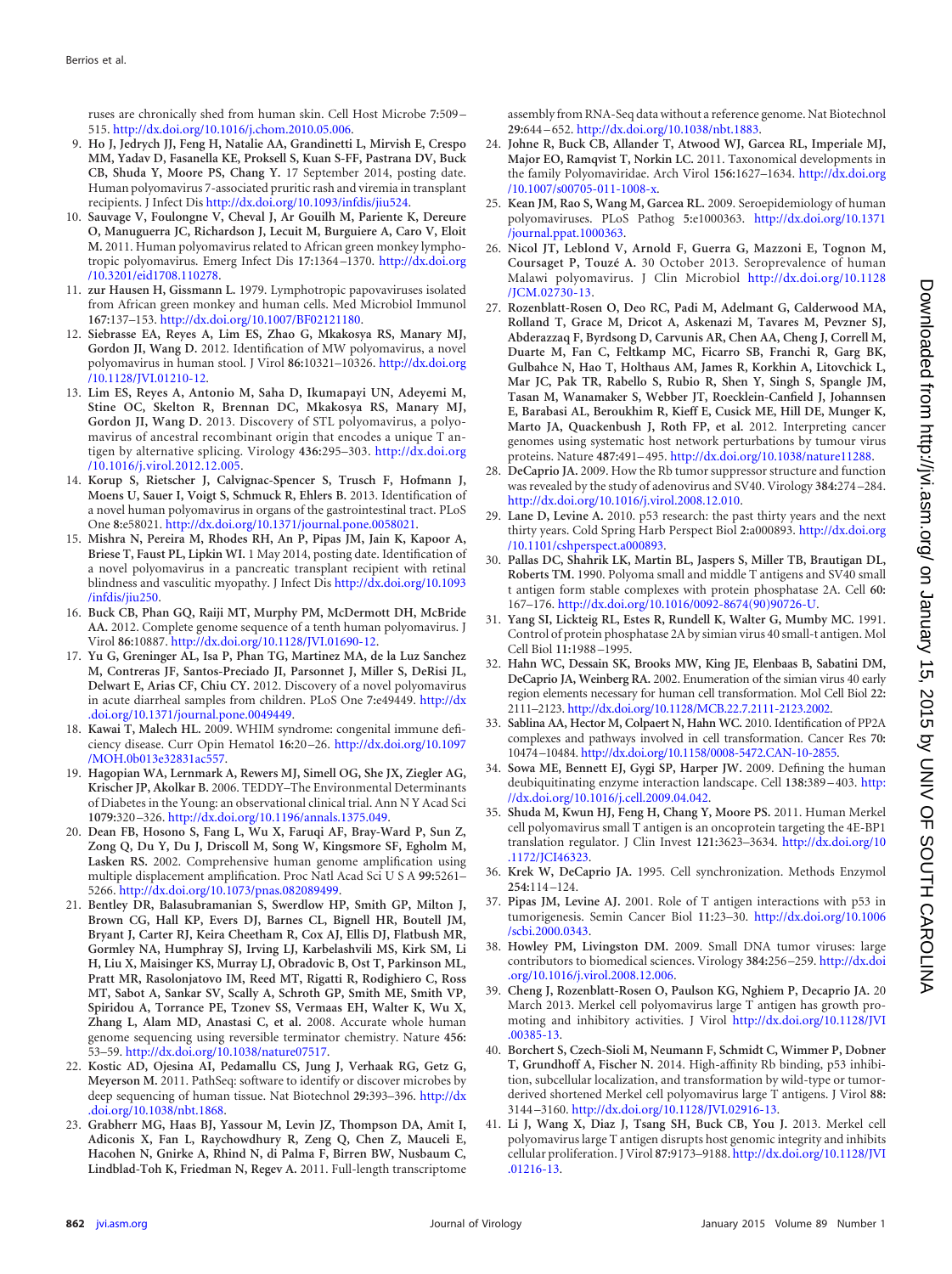ruses are chronically shed from human skin. Cell Host Microbe 7:509–515. http://dx.doi.org/10.1016/j.chom.2010.05.006.

9. **Ho J, Jedrych JJ, Feng H, Natalie AA, Grandinetti L, Mirvish E, Crespo MM, Yadav D, Fasanella KE, Proksell S, Kuan S-FF, Pastrana DV, Buck CB, Shuda Y, Moore PS, Chang Y.** 17 September 2014, posting date. Human polyomavirus 7-associated pruritic rash and viremia in transplant recipients. J Infect Dis http://dx.doi.org/10.1093/infdis/jiu524.
10. **Sauvage V, Foulongne V, Cheval J, Ar Gouilh M, Pariente K, Dereure O, Manuguerra JC, Richardson J, Lecuit M, Burguiere A, Caro V, Eloit M.** 2011. Human polyomavirus related to African green monkey lymphotropic polyomavirus. Emerg Infect Dis 17:1364–1370. http://dx.doi.org/10.3201/eid1708.110278.
11. **zur Hausen H, Gissmann L.** 1979. Lymphotropic papovaviruses isolated from African green monkey and human cells. Med Microbiol Immunol 167:137–153. http://dx.doi.org/10.1007/BF02121180.
12. **Siebrasse EA, Reyes A, Lim ES, Zhao G, Mkakosya RS, Manary MJ, Gordon JI, Wang D.** 2012. Identification of MW polyomavirus, a novel polyomavirus in human stool. J Virol 86:10321–10326. http://dx.doi.org/10.1128/JVI.01210-12.
13. **Lim ES, Reyes A, Antonio M, Saha D, Ikumapayi UN, Adeyemi M, Stine OC, Skelton R, Brennan DC, Mkakosya RS, Manary MJ, Gordon JI, Wang D.** 2013. Discovery of STL polyomavirus, a polyomavirus of ancestral recombinant origin that encodes a unique T antigen by alternative splicing. Virology 436:295–303. http://dx.doi.org/10.1016/j.virol.2012.12.005.
14. **Korup S, Rietscher J, Calvignac-Spencer S, Trusch F, Hofmann J, Moens U, Sauer I, Voigt S, Schmuck R, Ehlers B.** 2013. Identification of a novel human polyomavirus in organs of the gastrointestinal tract. PLoS One 8:e58021. http://dx.doi.org/10.1371/journal.pone.0058021.
15. **Mishra N, Pereira M, Rhodes RH, An P, Pipas JM, Jain K, Kapoor A, Briese T, Faust PL, Lipkin WI.** 1 May 2014, posting date. Identification of a novel polyomavirus in a pancreatic transplant recipient with retinal blindness and vasculitic myopathy. J Infect Dis http://dx.doi.org/10.1093/infdis/jiu250.
16. **Buck CB, Phan GQ, Raiji MT, Murphy PM, McDermott DH, McBride AA.** 2012. Complete genome sequence of a tenth human polyomavirus. J Virol 86:10887. http://dx.doi.org/10.1128/JVI.01690-12.
17. **Yu G, Greninger AL, Isa P, Phan TG, Martinez MA, de la Luz Sanchez M, Contreras JF, Santos-Preciado JI, Parsonnet J, Miller S, DeRisi JL, Delwart E, Arias CF, Chiu CY.** 2012. Discovery of a novel polyomavirus in acute diarrheal samples from children. PLoS One 7:e49449. http://dx.doi.org/10.1371/journal.pone.0049449.
18. **Kawai T, Malech HL.** 2009. WHIM syndrome: congenital immune deficiency disease. Curr Opin Hematol 16:20–26. http://dx.doi.org/10.1097/MOH.0b013e32831ac557.
19. **Hagopian WA, Lernmark A, Rewers MJ, Simell OG, She JX, Ziegler AG, Krischer JP, Akolkar B.** 2006. TEDDY–The Environmental Determinants of Diabetes in the Young: an observational clinical trial. Ann N Y Acad Sci 1079:320–326. http://dx.doi.org/10.1196/annals.1375.049.
20. **Dean FB, Hosono S, Fang L, Wu X, Faruqi AF, Bray-Ward P, Sun Z, Zong Q, Du Y, Du J, Driscoll M, Song W, Kingsmore SF, Egholm M, Lasken RS.** 2002. Comprehensive human genome amplification using multiple displacement amplification. Proc Natl Acad Sci U S A 99:5261–5266. http://dx.doi.org/10.1073/pnas.082089499.
21. **Bentley DR, Balasubramanian S, Swerdlow HP, Smith GP, Milton J, Brown CG, Hall KP, Evers DJ, Barnes CL, Bignell HR, Boutell JM, Bryant J, Carter RJ, Keira Cheetham R, Cox AJ, Ellis DJ, Flatbush MR, Gormley NA, Humphray SJ, Irving LJ, Karbelashvili MS, Kirk SM, Li H, Liu X, Maisinger KS, Murray LJ, Obradovic B, Ost T, Parkinson ML, Pratt MR, Rasolonjatovo IM, Reed MT, Rigatti R, Rodighiero C, Ross MT, Sabot A, Sankar SV, Scally A, Schroth GP, Smith ME, Smith VP, Spiridou A, Torrance PE, Tzonev SS, Vermaas EH, Walter K, Wu X, Zhang L, Alam MD, Anastasi C, et al.** 2008. Accurate whole human genome sequencing using reversible terminator chemistry. Nature 456:53–59. http://dx.doi.org/10.1038/nature07517.
22. **Kostic AD, Ojesina AI, Pedamallu CS, Jung J, Verhaak RG, Getz G, Meyerson M.** 2011. PathSeq: software to identify or discover microbes by deep sequencing of human tissue. Nat Biotechnol 29:393–396. http://dx.doi.org/10.1038/nbt.1868.
23. **Grabherr MG, Haas BJ, Yassour M, Levin JZ, Thompson DA, Amit I, Adiconis X, Fan L, Raychowdhury R, Zeng Q, Chen Z, Mauceli E, Hacohen N, Gnirke A, Rhind N, di Palma F, Birren BW, Nusbaum C, Lindblad-Toh K, Friedman N, Regev A.** 2011. Full-length transcriptome assembly from RNA-Seq data without a reference genome. Nat Biotechnol 29:644–652. http://dx.doi.org/10.1038/nbt.1883.
24. **Johne R, Buck CB, Allander T, Atwood WJ, Garcea RL, Imperiale MJ, Major EO, Ramqvist T, Norkin LC.** 2011. Taxonomical developments in the family Polyomaviridae. Arch Virol 156:1627–1634. http://dx.doi.org/10.1007/s00705-011-1008-x.
25. **Kean JM, Rao S, Wang M, Garcea RL.** 2009. Seroepidemiology of human polyomaviruses. PLoS Pathog 5:e1000363. http://dx.doi.org/10.1371/journal.ppat.1000363.
26. **Nicol JT, Leblond V, Arnold F, Guerra G, Mazzoni E, Tognon M, Coursaget P, Touzé A.** 30 October 2013. Seroprevalence of human Malawi polyomavirus. J Clin Microbiol http://dx.doi.org/10.1128/JCM.02730-13.
27. **Rozenblatt-Rosen O, Deo RC, Padi M, Adelmant G, Calderwood MA, Rolland T, Grace M, Dricot A, Askenazi M, Tavares M, Pevzner SJ, Abderazzaq F, Byrdsong D, Carvunis AR, Chen AA, Cheng J, Correll M, Duarte M, Fan C, Feltkamp MC, Ficarro SB, Franchi R, Garg BK, Gulbahce N, Hao T, Holthaus AM, James R, Korkhin A, Litovchick L, Mar JC, Pak TR, Rabello S, Rubio R, Shen Y, Singh S, Spangle JM, Tasan M, Wanamaker S, Webber JT, Roecklein-Canfield J, Johannsen E, Barabasi AL, Beroukhim R, Kieff E, Cusick ME, Hill DE, Munger K, Marto JA, Quackenbush J, Roth FP, et al.** 2012. Interpreting cancer genomes using systematic host network perturbations by tumour virus proteins. Nature 487:491–495. http://dx.doi.org/10.1038/nature11288.
28. **DeCaprio JA.** 2009. How the Rb tumor suppressor structure and function was revealed by the study of adenovirus and SV40. Virology 384:274–284. http://dx.doi.org/10.1016/j.virol.2008.12.010.
29. **Lane D, Levine A.** 2010. p53 research: the past thirty years and the next thirty years. Cold Spring Harb Perspect Biol 2:a000893. http://dx.doi.org/10.1101/cshperspect.a000893.
30. **Pallas DC, Shahrik LK, Martin BL, Jaspers S, Miller TB, Brautigan DL, Roberts TM.** 1990. Polyoma small and middle T antigens and SV40 small t antigen form stable complexes with protein phosphatase 2A. Cell 60:167–176. http://dx.doi.org/10.1016/0092-8674(90)90726-U.
31. **Yang SI, Lickteig RL, Estes R, Rundell K, Walter G, Mumby MC.** 1991. Control of protein phosphatase 2A by simian virus 40 small-t antigen. Mol Cell Biol 11:1988–1995.
32. **Hahn WC, Dessain SK, Brooks MW, King JE, Elenbaas B, Sabatini DM, DeCaprio JA, Weinberg RA.** 2002. Enumeration of the simian virus 40 early region elements necessary for human cell transformation. Mol Cell Biol 22:2111–2123. http://dx.doi.org/10.1128/MCB.22.7.2111-2123.2002.
33. **Sablina AA, Hector M, Colpaert N, Hahn WC.** 2010. Identification of PP2A complexes and pathways involved in cell transformation. Cancer Res 70:10474–10484. http://dx.doi.org/10.1158/0008-5472.CAN-10-2855.
34. **Sowa ME, Bennett EJ, Gygi SP, Harper JW.** 2009. Defining the human deubiquitinating enzyme interaction landscape. Cell 138:389–403. http://dx.doi.org/10.1016/j.cell.2009.04.042.
35. **Shuda M, Kwun HJ, Feng H, Chang Y, Moore PS.** 2011. Human Merkel cell polyomavirus small T antigen is an oncoprotein targeting the 4E-BP1 translation regulator. J Clin Invest 121:3623–3634. http://dx.doi.org/10.1172/JCI46323.
36. **Krek W, DeCaprio JA.** 1995. Cell synchronization. Methods Enzymol 254:114–124.
37. **Pipas JM, Levine AJ.** 2001. Role of T antigen interactions with p53 in tumorigenesis. Semin Cancer Biol 11:23–30. http://dx.doi.org/10.1006/scbi.2000.0343.
38. **Howley PM, Livingston DM.** 2009. Small DNA tumor viruses: large contributors to biomedical sciences. Virology 384:256–259. http://dx.doi.org/10.1016/j.virol.2008.12.006.
39. **Cheng J, Rozenblatt-Rosen O, Paulson KG, Nghiem P, Decaprio JA.** 20 March 2013. Merkel cell polyomavirus large T antigen has growth promoting and inhibitory activities. J Virol http://dx.doi.org/10.1128/JVI.00385-13.
40. **Borchert S, Czech-Sioli M, Neumann F, Schmidt C, Wimmer P, Dobner T, Grundhoff A, Fischer N.** 2014. High-affinity Rb binding, p53 inhibition, subcellular localization, and transformation by wild-type or tumor-derived shortened Merkel cell polyomavirus large T antigens. J Virol 88:3144–3160. http://dx.doi.org/10.1128/JVI.02916-13.
41. **Li J, Wang X, Diaz J, Tsang SH, Buck CB, You J.** 2013. Merkel cell polyomavirus large T antigen disrupts host genomic integrity and inhibits cellular proliferation. J Virol 87:9173–9188. http://dx.doi.org/10.1128/JVI.01216-13.